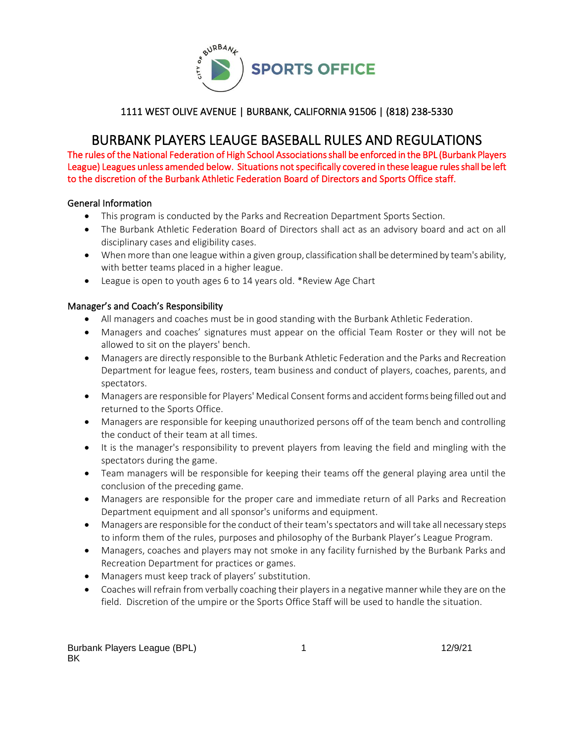SPORTS OFFICE

1111 WEST OLIVE AVENUE | BURBANK, CALIFORNIA 91506 | (818) 238-5330

# BURBANK PLAYERS LEAUGE BASEBALL RULES AND REGULATIONS

The rules of the National Federation of High School Associations shall be enforced in the BPL (Burbank Players League) Leagues unless amended below. Situations not specifically covered in these league rules shall be left to the discretion of the Burbank Athletic Federation Board of Directors and Sports Office staff.

## General Information

- This program is conducted by the Parks and Recreation Department Sports Section.
- The Burbank Athletic Federation Board of Directors shall act as an advisory board and act on all disciplinary cases and eligibility cases.
- When more than one league within a given group, classification shall be determined by team's ability, with better teams placed in a higher league.
- League is open to youth ages 6 to 14 years old. *Review Age Chart

## Manager's and Coach's Responsibility

- All managers and coaches must be in good standing with the Burbank Athletic Federation.
- Managers and coaches' signatures must appear on the official Team Roster or they will not be allowed to sit on the players' bench.
- Managers are directly responsible to the Burbank Athletic Federation and the Parks and Recreation Department for league fees, rosters, team business and conduct of players, coaches, parents, and spectators.
- Managers are responsible for Players' Medical Consent forms and accident forms being filled out and returned to the Sports Office.
- Managers are responsible for keeping unauthorized persons off of the team bench and controlling the conduct of their team at all times.
- It is the manager's responsibility to prevent players from leaving the field and mingling with the spectators during the game.
- Team managers will be responsible for keeping their teams off the general playing area until the conclusion of the preceding game.
- Managers are responsible for the proper care and immediate return of all Parks and Recreation Department equipment and all sponsor's uniforms and equipment.
- Managers are responsible for the conduct of their team's spectators and will take all necessary steps to inform them of the rules, purposes and philosophy of the Burbank Player's League Program.
- Managers, coaches and players may not smoke in any facility furnished by the Burbank Parks and Recreation Department for practices or games.
- Managers must keep track of players' substitution.
- Coaches will refrain from verbally coaching their players in a negative manner while they are on the field. Discretion of the umpire or the Sports Office Staff will be used to handle the situation.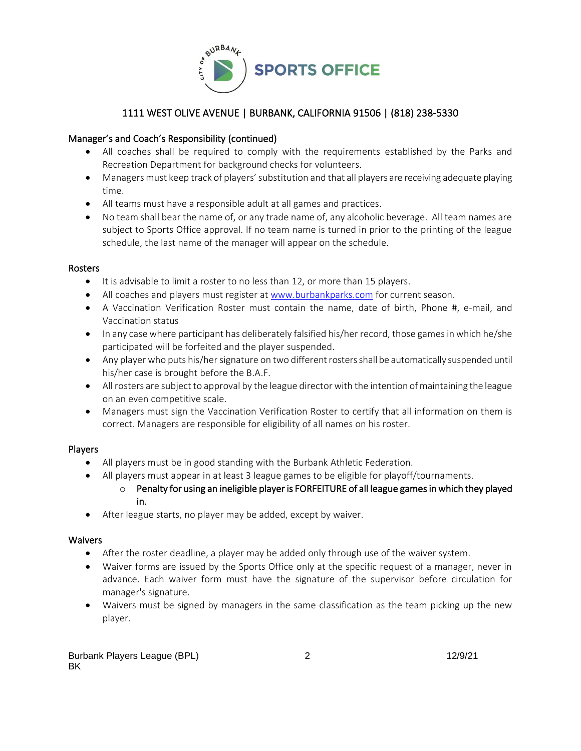## Manager's and Coach's Responsibility (continued)

- All coaches shall be required to comply with the requirements established by the Parks and Recreation Department for background checks for volunteers.
- Managers must keep track of players' substitution and that all players are receiving adequate playing time.
- All teams must have a responsible adult at all games and practices.
- No team shall bear the name of, or any trade name of, any alcoholic beverage. All team names are subject to Sports Office approval. If no team name is turned in prior to the printing of the league schedule, the last name of the manager will appear on the schedule.

## Rosters

- It is advisable to limit a roster to no less than 12, or more than 15 players.
- All coaches and players must register at [www.burbankparks.com](http://www.burbankparks.com) for current season.
- A Vaccination Verification Roster must contain the name, date of birth, Phone #, e-mail, and Vaccination status
- In any case where participant has deliberately falsified his/her record, those games in which he/she participated will be forfeited and the player suspended.
- Any player who puts his/her signature on two different rosters shall be automatically suspended until his/her case is brought before the B.A.F.
- All rosters are subject to approval by the league director with the intention of maintaining the league on an even competitive scale.
- Managers must sign the Vaccination Verification Roster to certify that all information on them is correct. Managers are responsible for eligibility of all names on his roster.

## Players

- All players must be in good standing with the Burbank Athletic Federation.
- All players must appear in at least 3 league games to be eligible for playoff/tournaments.
  - **Penalty for using an ineligible player is FORFEITURE of all league games in which they played in.**
- After league starts, no player may be added, except by waiver.

## Waivers

- After the roster deadline, a player may be added only through use of the waiver system.
- Waiver forms are issued by the Sports Office only at the specific request of a manager, never in advance. Each waiver form must have the signature of the supervisor before circulation for manager's signature.
- Waivers must be signed by managers in the same classification as the team picking up the new player.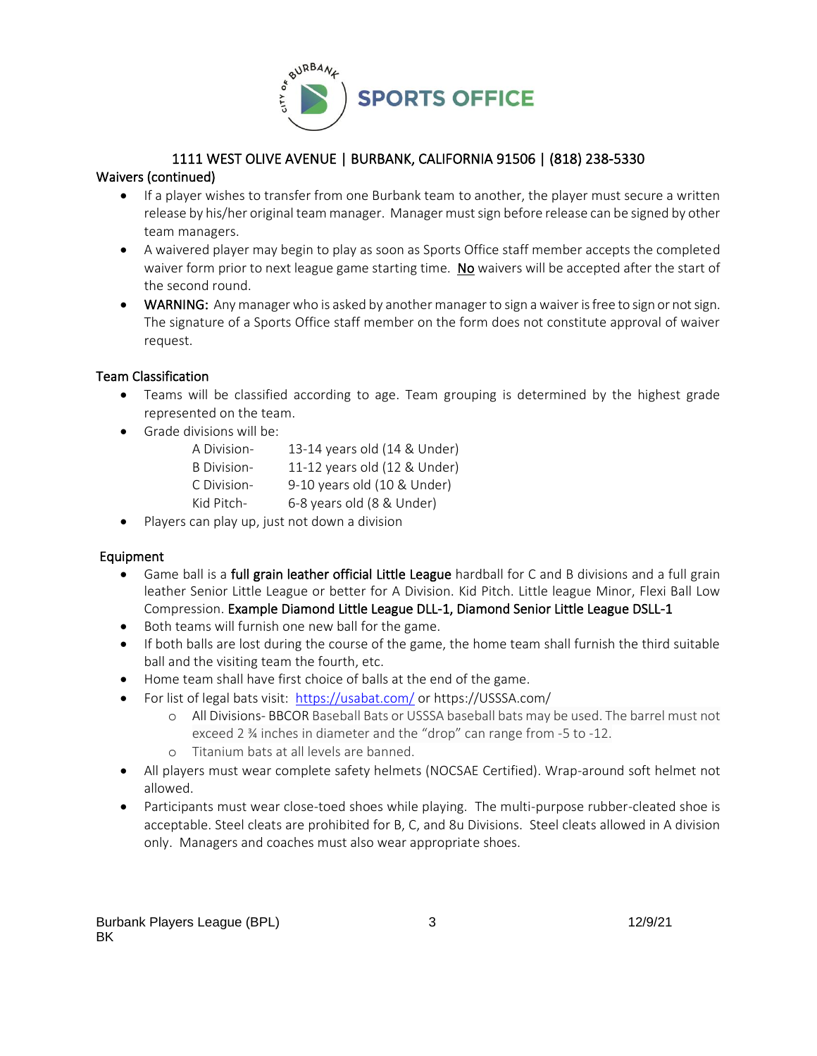1111 WEST OLIVE AVENUE | BURBANK, CALIFORNIA 91506 | (818) 238-5330

## Waivers (continued)

- If a player wishes to transfer from one Burbank team to another, the player must secure a written release by his/her original team manager. Manager must sign before release can be signed by other team managers.
- A waivered player may begin to play as soon as Sports Office staff member accepts the completed waiver form prior to next league game starting time. <u>No</u> waivers will be accepted after the start of the second round.
- WARNING: Any manager who is asked by another manager to sign a waiver is free to sign or not sign. The signature of a Sports Office staff member on the form does not constitute approval of waiver request.

## Team Classification

- Teams will be classified according to age. Team grouping is determined by the highest grade represented on the team.
- Grade divisions will be:

| | |
|---|---|
| A Division- | 13-14 years old (14 & Under) |
| B Division- | 11-12 years old (12 & Under) |
| C Division- | 9-10 years old (10 & Under) |
| Kid Pitch- | 6-8 years old (8 & Under) |

- Players can play up, just not down a division

## Equipment

- Game ball is a **full grain leather official Little League** hardball for C and B divisions and a full grain leather Senior Little League or better for A Division. Kid Pitch. Little league Minor, Flexi Ball Low Compression. **Example Diamond Little League DLL-1, Diamond Senior Little League DSLL-1**
- Both teams will furnish one new ball for the game.
- If both balls are lost during the course of the game, the home team shall furnish the third suitable ball and the visiting team the fourth, etc.
- Home team shall have first choice of balls at the end of the game.
- For list of legal bats visit: https://usabat.com/ or https://USSSA.com/
  - All Divisions- BBCOR Baseball Bats or USSSA baseball bats may be used. The barrel must not exceed 2 ¾ inches in diameter and the "drop" can range from -5 to -12.
  - Titanium bats at all levels are banned.
- All players must wear complete safety helmets (NOCSAE Certified). Wrap-around soft helmet not allowed.
- Participants must wear close-toed shoes while playing. The multi-purpose rubber-cleated shoe is acceptable. Steel cleats are prohibited for B, C, and 8u Divisions. Steel cleats allowed in A division only. Managers and coaches must also wear appropriate shoes.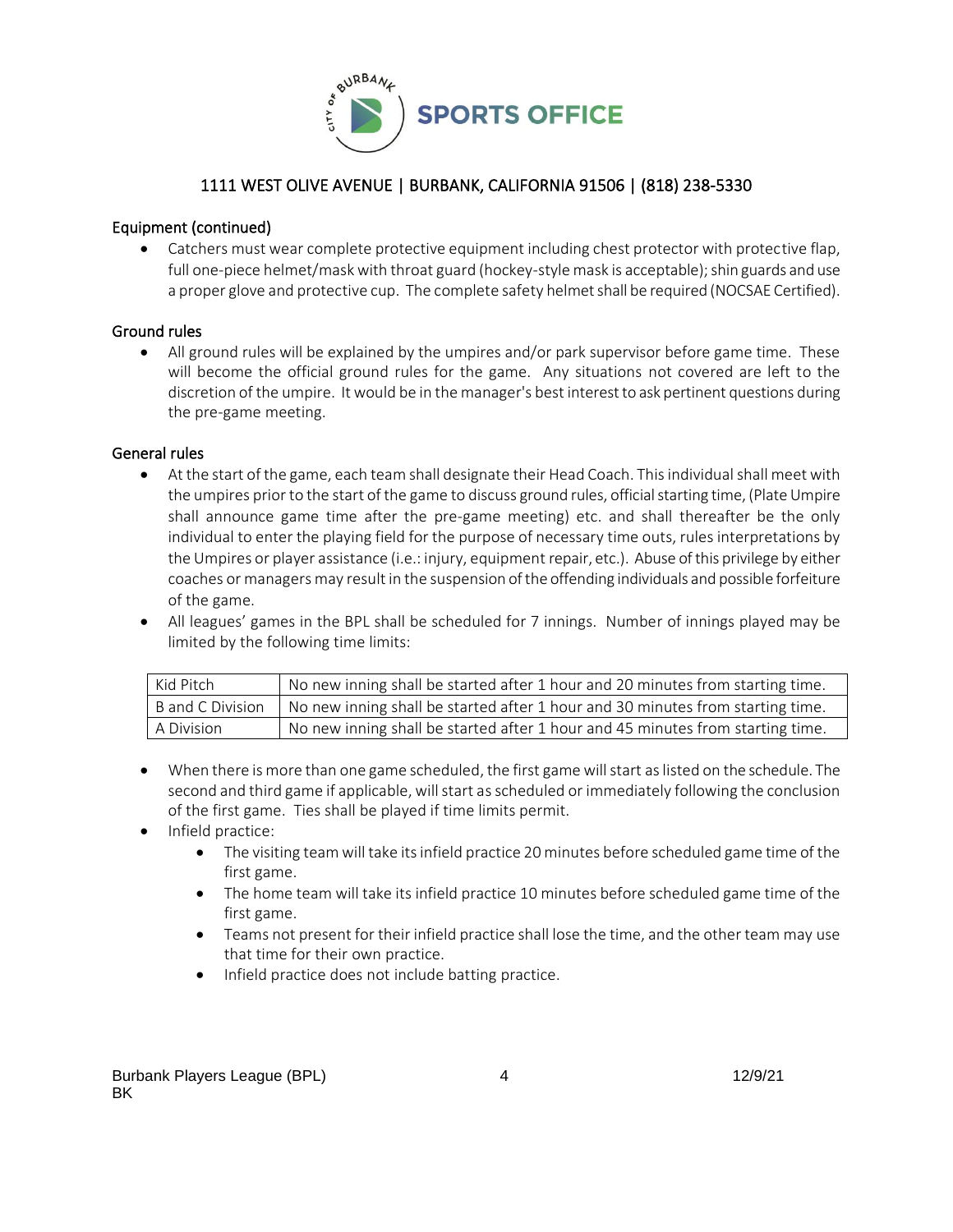### Equipment (continued)

- Catchers must wear complete protective equipment including chest protector with protective flap, full one-piece helmet/mask with throat guard (hockey-style mask is acceptable); shin guards and use a proper glove and protective cup. The complete safety helmet shall be required (NOCSAE Certified).

### Ground rules

- All ground rules will be explained by the umpires and/or park supervisor before game time. These will become the official ground rules for the game. Any situations not covered are left to the discretion of the umpire. It would be in the manager's best interest to ask pertinent questions during the pre-game meeting.

### General rules

- At the start of the game, each team shall designate their Head Coach. This individual shall meet with the umpires prior to the start of the game to discuss ground rules, official starting time, (Plate Umpire shall announce game time after the pre-game meeting) etc. and shall thereafter be the only individual to enter the playing field for the purpose of necessary time outs, rules interpretations by the Umpires or player assistance (i.e.: injury, equipment repair, etc.). Abuse of this privilege by either coaches or managers may result in the suspension of the offending individuals and possible forfeiture of the game.
- All leagues' games in the BPL shall be scheduled for 7 innings. Number of innings played may be limited by the following time limits:

| Division | Time limit |
|---|---|
| Kid Pitch | No new inning shall be started after 1 hour and 20 minutes from starting time. |
| B and C Division | No new inning shall be started after 1 hour and 30 minutes from starting time. |
| A Division | No new inning shall be started after 1 hour and 45 minutes from starting time. |

- When there is more than one game scheduled, the first game will start as listed on the schedule. The second and third game if applicable, will start as scheduled or immediately following the conclusion of the first game. Ties shall be played if time limits permit.
- Infield practice:
  - The visiting team will take its infield practice 20 minutes before scheduled game time of the first game.
  - The home team will take its infield practice 10 minutes before scheduled game time of the first game.
  - Teams not present for their infield practice shall lose the time, and the other team may use that time for their own practice.
  - Infield practice does not include batting practice.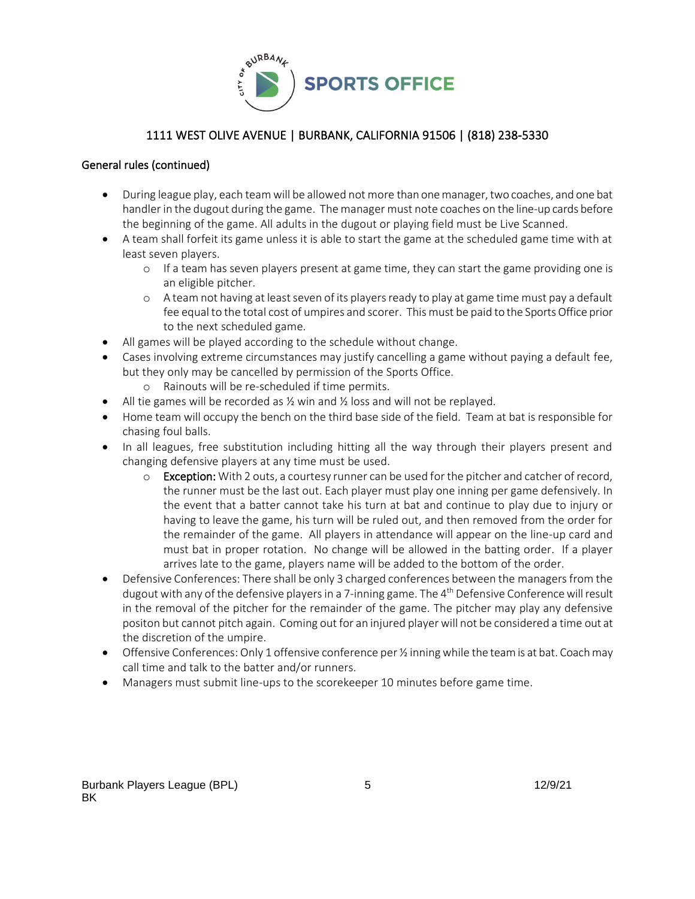General rules (continued)

- During league play, each team will be allowed not more than one manager, two coaches, and one bat handler in the dugout during the game. The manager must note coaches on the line-up cards before the beginning of the game. All adults in the dugout or playing field must be Live Scanned.
- A team shall forfeit its game unless it is able to start the game at the scheduled game time with at least seven players.
  - If a team has seven players present at game time, they can start the game providing one is an eligible pitcher.
  - A team not having at least seven of its players ready to play at game time must pay a default fee equal to the total cost of umpires and scorer. This must be paid to the Sports Office prior to the next scheduled game.
- All games will be played according to the schedule without change.
- Cases involving extreme circumstances may justify cancelling a game without paying a default fee, but they only may be cancelled by permission of the Sports Office.
  - Rainouts will be re-scheduled if time permits.
- All tie games will be recorded as ½ win and ½ loss and will not be replayed.
- Home team will occupy the bench on the third base side of the field. Team at bat is responsible for chasing foul balls.
- In all leagues, free substitution including hitting all the way through their players present and changing defensive players at any time must be used.
  - **Exception:** With 2 outs, a courtesy runner can be used for the pitcher and catcher of record, the runner must be the last out. Each player must play one inning per game defensively. In the event that a batter cannot take his turn at bat and continue to play due to injury or having to leave the game, his turn will be ruled out, and then removed from the order for the remainder of the game. All players in attendance will appear on the line-up card and must bat in proper rotation. No change will be allowed in the batting order. If a player arrives late to the game, players name will be added to the bottom of the order.
- Defensive Conferences: There shall be only 3 charged conferences between the managers from the dugout with any of the defensive players in a 7-inning game. The 4th Defensive Conference will result in the removal of the pitcher for the remainder of the game. The pitcher may play any defensive positon but cannot pitch again. Coming out for an injured player will not be considered a time out at the discretion of the umpire.
- Offensive Conferences: Only 1 offensive conference per ½ inning while the team is at bat. Coach may call time and talk to the batter and/or runners.
- Managers must submit line-ups to the scorekeeper 10 minutes before game time.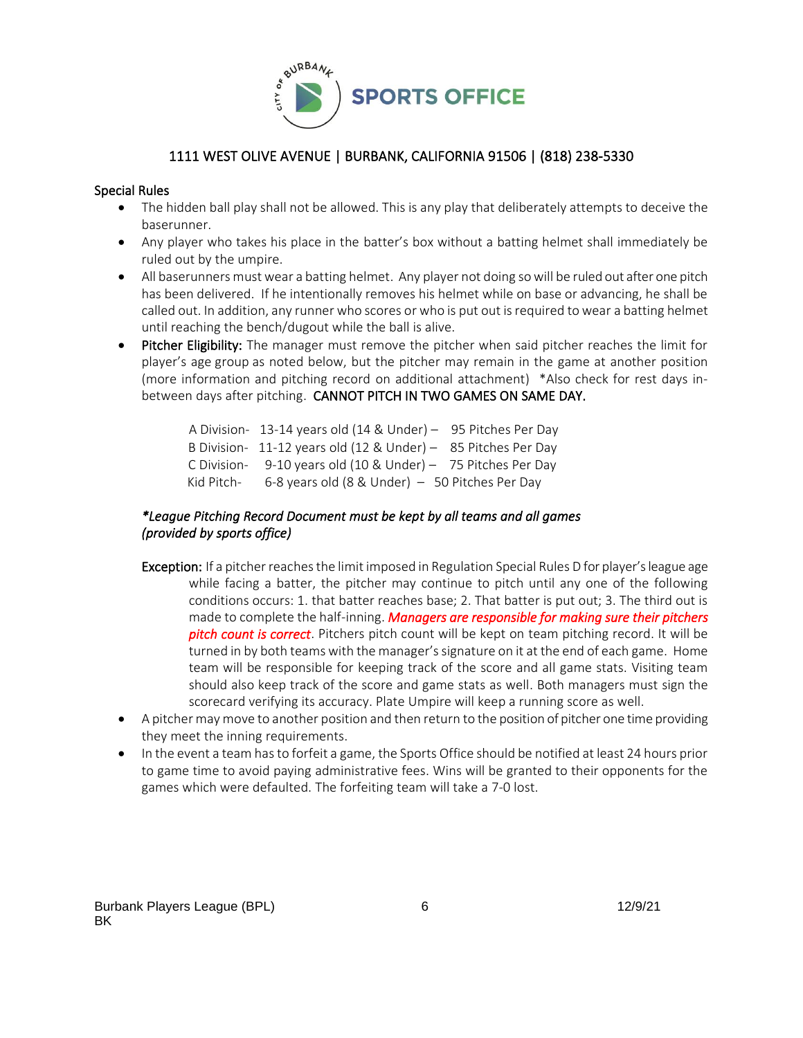SPORTS OFFICE

1111 WEST OLIVE AVENUE | BURBANK, CALIFORNIA 91506 | (818) 238-5330

## Special Rules

- The hidden ball play shall not be allowed. This is any play that deliberately attempts to deceive the baserunner.
- Any player who takes his place in the batter's box without a batting helmet shall immediately be ruled out by the umpire.
- All baserunners must wear a batting helmet. Any player not doing so will be ruled out after one pitch has been delivered. If he intentionally removes his helmet while on base or advancing, he shall be called out. In addition, any runner who scores or who is put out is required to wear a batting helmet until reaching the bench/dugout while the ball is alive.
- Pitcher Eligibility: The manager must remove the pitcher when said pitcher reaches the limit for player's age group as noted below, but the pitcher may remain in the game at another position (more information and pitching record on additional attachment) *Also check for rest days in-between days after pitching. CANNOT PITCH IN TWO GAMES ON SAME DAY.

  A Division- 13-14 years old (14 & Under) – 95 Pitches Per Day
  B Division- 11-12 years old (12 & Under) – 85 Pitches Per Day
  C Division- 9-10 years old (10 & Under) – 75 Pitches Per Day
  Kid Pitch- 6-8 years old (8 & Under) – 50 Pitches Per Day

  *\*League Pitching Record Document must be kept by all teams and all games (provided by sports office)*

  **Exception:** If a pitcher reaches the limit imposed in Regulation Special Rules D for player's league age while facing a batter, the pitcher may continue to pitch until any one of the following conditions occurs: 1. that batter reaches base; 2. That batter is put out; 3. The third out is made to complete the half-inning. ***Managers are responsible for making sure their pitchers pitch count is correct***. Pitchers pitch count will be kept on team pitching record. It will be turned in by both teams with the manager's signature on it at the end of each game. Home team will be responsible for keeping track of the score and all game stats. Visiting team should also keep track of the score and game stats as well. Both managers must sign the scorecard verifying its accuracy. Plate Umpire will keep a running score as well.
- A pitcher may move to another position and then return to the position of pitcher one time providing they meet the inning requirements.
- In the event a team has to forfeit a game, the Sports Office should be notified at least 24 hours prior to game time to avoid paying administrative fees. Wins will be granted to their opponents for the games which were defaulted. The forfeiting team will take a 7-0 lost.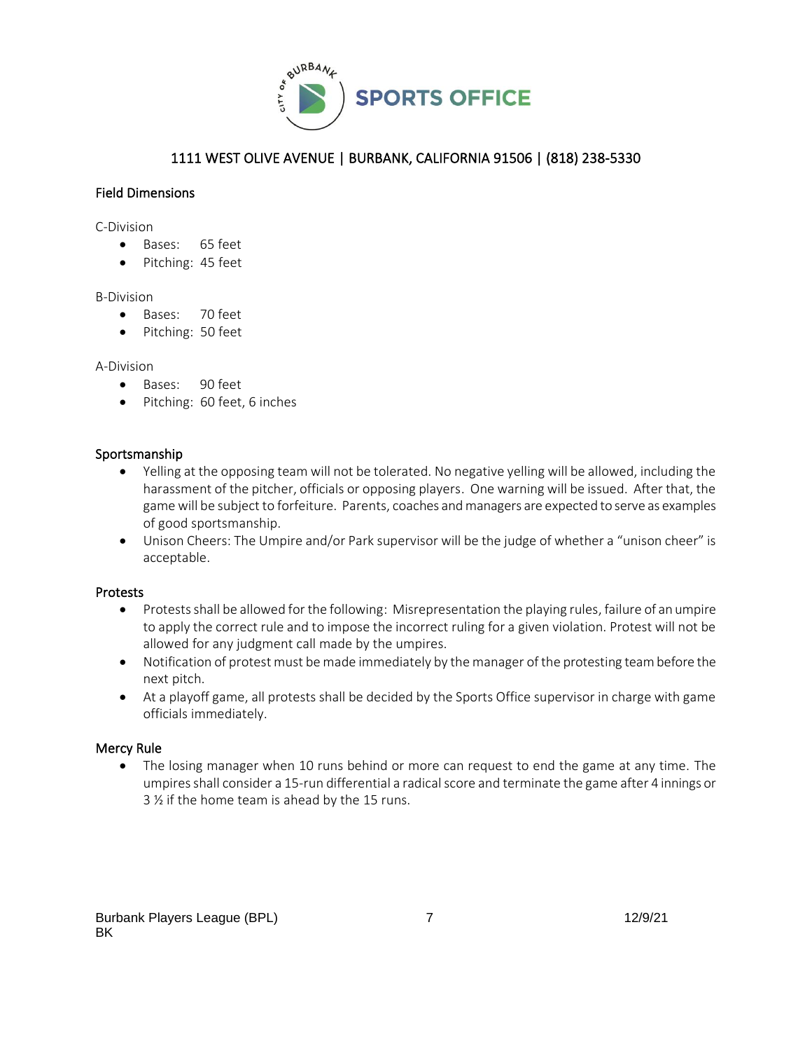## Field Dimensions

C-Division

- Bases: 65 feet
- Pitching: 45 feet

B-Division

- Bases: 70 feet
- Pitching: 50 feet

A-Division

- Bases: 90 feet
- Pitching: 60 feet, 6 inches

## Sportsmanship

- Yelling at the opposing team will not be tolerated. No negative yelling will be allowed, including the harassment of the pitcher, officials or opposing players. One warning will be issued. After that, the game will be subject to forfeiture. Parents, coaches and managers are expected to serve as examples of good sportsmanship.
- Unison Cheers: The Umpire and/or Park supervisor will be the judge of whether a "unison cheer" is acceptable.

## Protests

- Protests shall be allowed for the following: Misrepresentation the playing rules, failure of an umpire to apply the correct rule and to impose the incorrect ruling for a given violation. Protest will not be allowed for any judgment call made by the umpires.
- Notification of protest must be made immediately by the manager of the protesting team before the next pitch.
- At a playoff game, all protests shall be decided by the Sports Office supervisor in charge with game officials immediately.

## Mercy Rule

- The losing manager when 10 runs behind or more can request to end the game at any time. The umpires shall consider a 15-run differential a radical score and terminate the game after 4 innings or 3 ½ if the home team is ahead by the 15 runs.